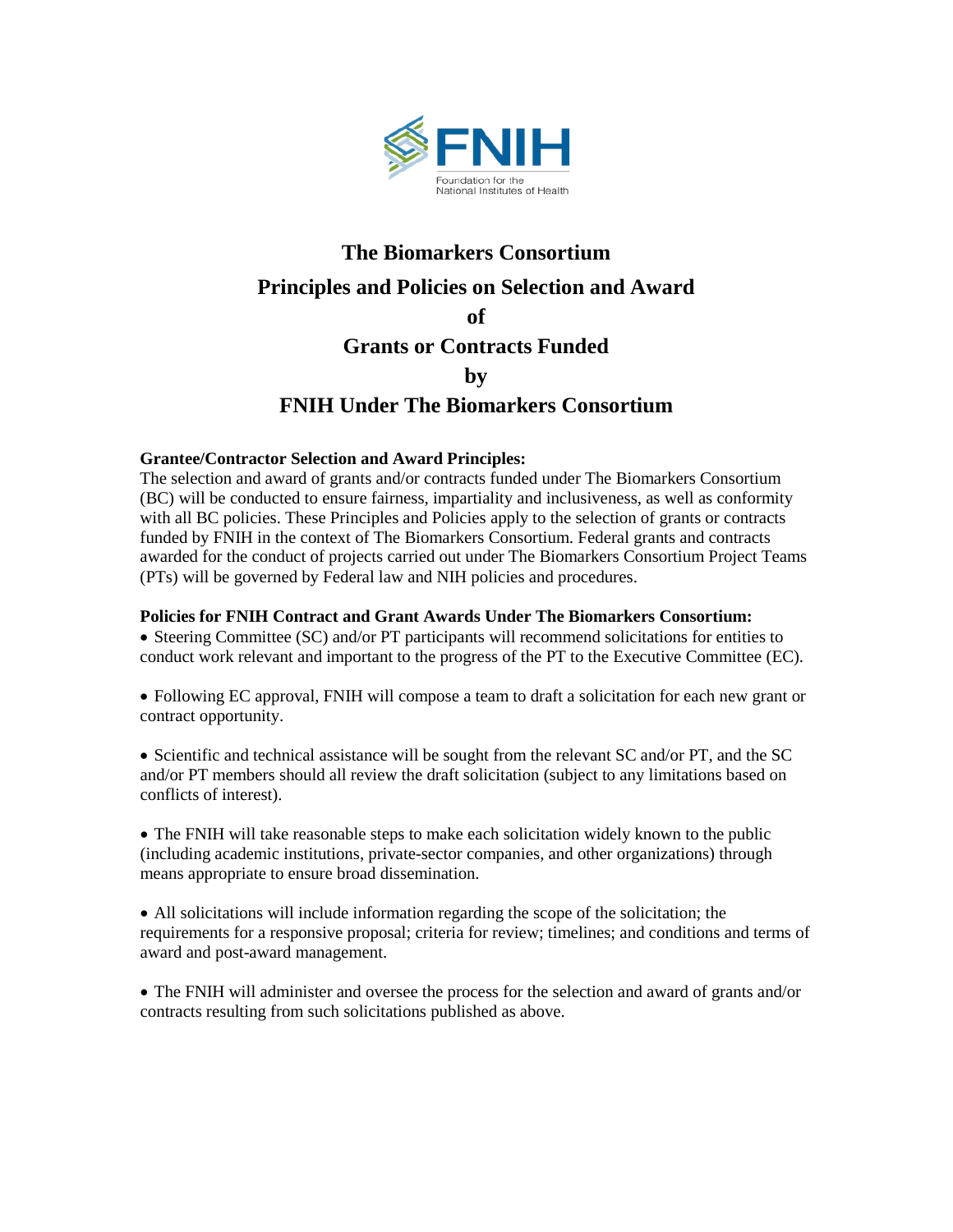# The Biomarkers Consortium

# Principles and Policies on Selection and Award of Grants or Contracts Funded by FNIH Under The Biomarkers Consortium

**Grantee/Contractor Selection and Award Principles:**
The selection and award of grants and/or contracts funded under The Biomarkers Consortium (BC) will be conducted to ensure fairness, impartiality and inclusiveness, as well as conformity with all BC policies. These Principles and Policies apply to the selection of grants or contracts funded by FNIH in the context of The Biomarkers Consortium. Federal grants and contracts awarded for the conduct of projects carried out under The Biomarkers Consortium Project Teams (PTs) will be governed by Federal law and NIH policies and procedures.

**Policies for FNIH Contract and Grant Awards Under The Biomarkers Consortium:**

- Steering Committee (SC) and/or PT participants will recommend solicitations for entities to conduct work relevant and important to the progress of the PT to the Executive Committee (EC).

- Following EC approval, FNIH will compose a team to draft a solicitation for each new grant or contract opportunity.

- Scientific and technical assistance will be sought from the relevant SC and/or PT, and the SC and/or PT members should all review the draft solicitation (subject to any limitations based on conflicts of interest).

- The FNIH will take reasonable steps to make each solicitation widely known to the public (including academic institutions, private-sector companies, and other organizations) through means appropriate to ensure broad dissemination.

- All solicitations will include information regarding the scope of the solicitation; the requirements for a responsive proposal; criteria for review; timelines; and conditions and terms of award and post-award management.

- The FNIH will administer and oversee the process for the selection and award of grants and/or contracts resulting from such solicitations published as above.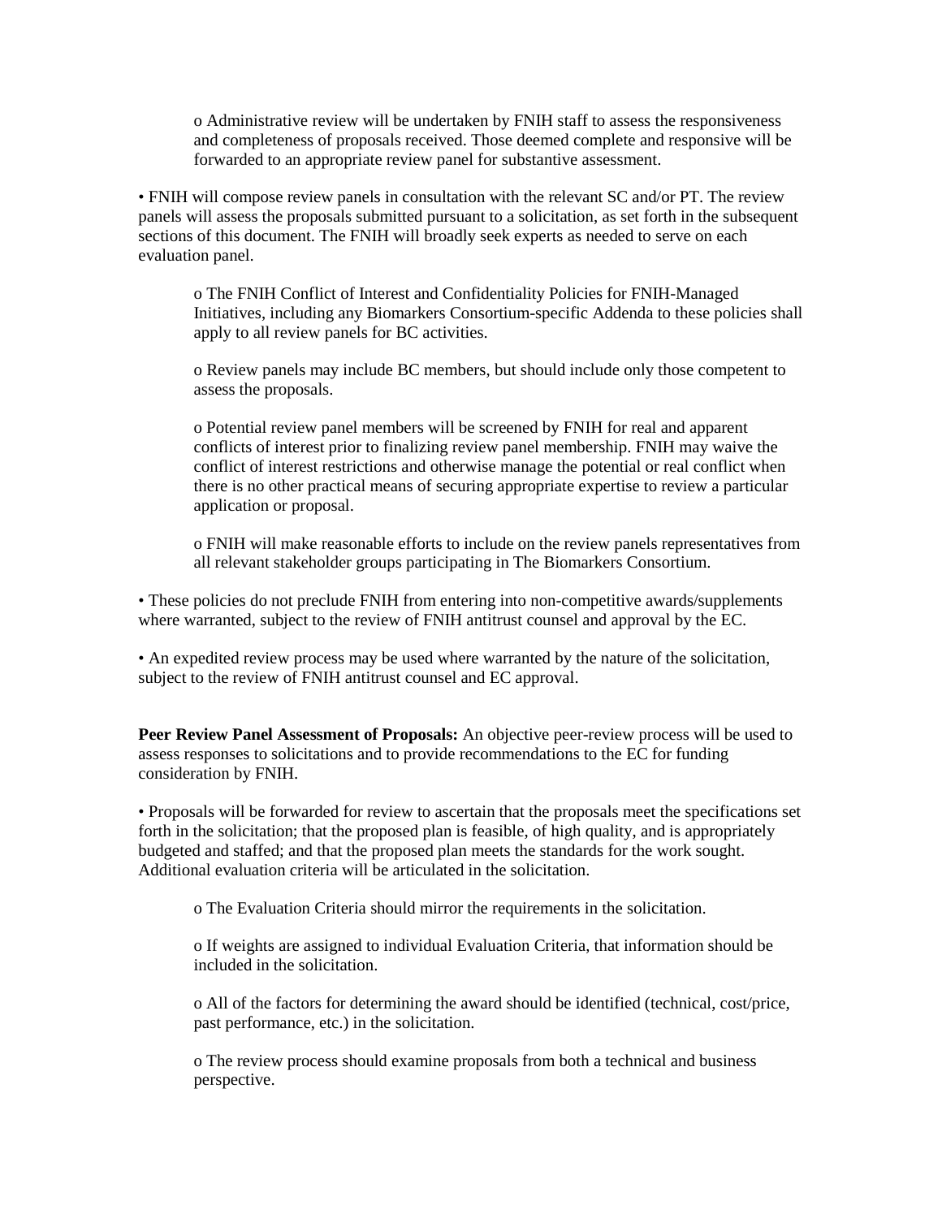- Administrative review will be undertaken by FNIH staff to assess the responsiveness and completeness of proposals received. Those deemed complete and responsive will be forwarded to an appropriate review panel for substantive assessment.

- FNIH will compose review panels in consultation with the relevant SC and/or PT. The review panels will assess the proposals submitted pursuant to a solicitation, as set forth in the subsequent sections of this document. The FNIH will broadly seek experts as needed to serve on each evaluation panel.

  - The FNIH Conflict of Interest and Confidentiality Policies for FNIH-Managed Initiatives, including any Biomarkers Consortium-specific Addenda to these policies shall apply to all review panels for BC activities.

  - Review panels may include BC members, but should include only those competent to assess the proposals.

  - Potential review panel members will be screened by FNIH for real and apparent conflicts of interest prior to finalizing review panel membership. FNIH may waive the conflict of interest restrictions and otherwise manage the potential or real conflict when there is no other practical means of securing appropriate expertise to review a particular application or proposal.

  - FNIH will make reasonable efforts to include on the review panels representatives from all relevant stakeholder groups participating in The Biomarkers Consortium.

- These policies do not preclude FNIH from entering into non-competitive awards/supplements where warranted, subject to the review of FNIH antitrust counsel and approval by the EC.

- An expedited review process may be used where warranted by the nature of the solicitation, subject to the review of FNIH antitrust counsel and EC approval.

**Peer Review Panel Assessment of Proposals:** An objective peer-review process will be used to assess responses to solicitations and to provide recommendations to the EC for funding consideration by FNIH.

- Proposals will be forwarded for review to ascertain that the proposals meet the specifications set forth in the solicitation; that the proposed plan is feasible, of high quality, and is appropriately budgeted and staffed; and that the proposed plan meets the standards for the work sought. Additional evaluation criteria will be articulated in the solicitation.

  - The Evaluation Criteria should mirror the requirements in the solicitation.

  - If weights are assigned to individual Evaluation Criteria, that information should be included in the solicitation.

  - All of the factors for determining the award should be identified (technical, cost/price, past performance, etc.) in the solicitation.

  - The review process should examine proposals from both a technical and business perspective.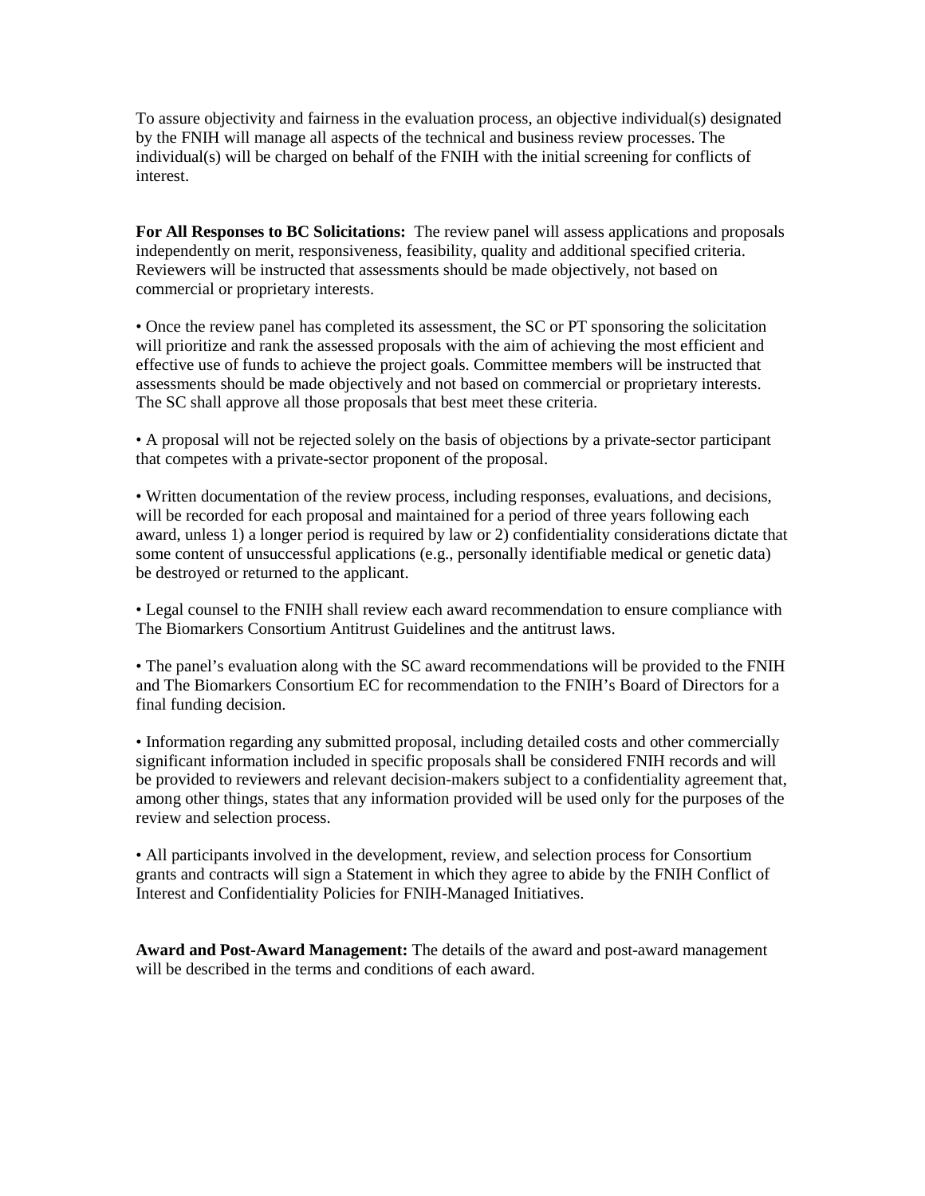To assure objectivity and fairness in the evaluation process, an objective individual(s) designated by the FNIH will manage all aspects of the technical and business review processes. The individual(s) will be charged on behalf of the FNIH with the initial screening for conflicts of interest.

**For All Responses to BC Solicitations:** The review panel will assess applications and proposals independently on merit, responsiveness, feasibility, quality and additional specified criteria. Reviewers will be instructed that assessments should be made objectively, not based on commercial or proprietary interests.

- Once the review panel has completed its assessment, the SC or PT sponsoring the solicitation will prioritize and rank the assessed proposals with the aim of achieving the most efficient and effective use of funds to achieve the project goals. Committee members will be instructed that assessments should be made objectively and not based on commercial or proprietary interests. The SC shall approve all those proposals that best meet these criteria.

- A proposal will not be rejected solely on the basis of objections by a private-sector participant that competes with a private-sector proponent of the proposal.

- Written documentation of the review process, including responses, evaluations, and decisions, will be recorded for each proposal and maintained for a period of three years following each award, unless 1) a longer period is required by law or 2) confidentiality considerations dictate that some content of unsuccessful applications (e.g., personally identifiable medical or genetic data) be destroyed or returned to the applicant.

- Legal counsel to the FNIH shall review each award recommendation to ensure compliance with The Biomarkers Consortium Antitrust Guidelines and the antitrust laws.

- The panel's evaluation along with the SC award recommendations will be provided to the FNIH and The Biomarkers Consortium EC for recommendation to the FNIH's Board of Directors for a final funding decision.

- Information regarding any submitted proposal, including detailed costs and other commercially significant information included in specific proposals shall be considered FNIH records and will be provided to reviewers and relevant decision-makers subject to a confidentiality agreement that, among other things, states that any information provided will be used only for the purposes of the review and selection process.

- All participants involved in the development, review, and selection process for Consortium grants and contracts will sign a Statement in which they agree to abide by the FNIH Conflict of Interest and Confidentiality Policies for FNIH-Managed Initiatives.

**Award and Post-Award Management:** The details of the award and post-award management will be described in the terms and conditions of each award.